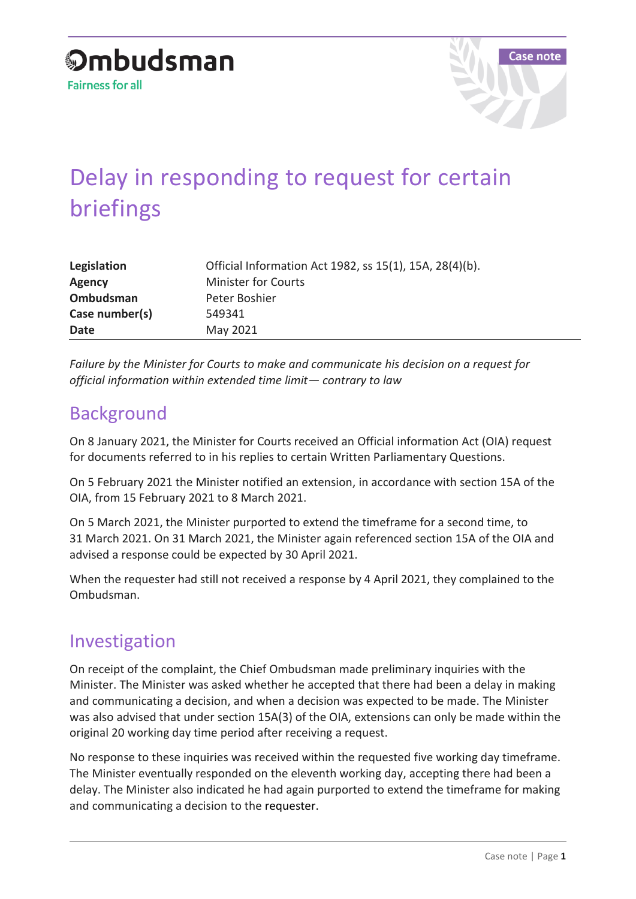Ombudsman
Fairness for all

Case note

# Delay in responding to request for certain briefings

| | |
|---|---|
| **Legislation** | Official Information Act 1982, ss 15(1), 15A, 28(4)(b). |
| **Agency** | Minister for Courts |
| **Ombudsman** | Peter Boshier |
| **Case number(s)** | 549341 |
| **Date** | May 2021 |

*Failure by the Minister for Courts to make and communicate his decision on a request for official information within extended time limit— contrary to law*

## Background

On 8 January 2021, the Minister for Courts received an Official information Act (OIA) request for documents referred to in his replies to certain Written Parliamentary Questions.

On 5 February 2021 the Minister notified an extension, in accordance with section 15A of the OIA, from 15 February 2021 to 8 March 2021.

On 5 March 2021, the Minister purported to extend the timeframe for a second time, to 31 March 2021. On 31 March 2021, the Minister again referenced section 15A of the OIA and advised a response could be expected by 30 April 2021.

When the requester had still not received a response by 4 April 2021, they complained to the Ombudsman.

## Investigation

On receipt of the complaint, the Chief Ombudsman made preliminary inquiries with the Minister. The Minister was asked whether he accepted that there had been a delay in making and communicating a decision, and when a decision was expected to be made. The Minister was also advised that under section 15A(3) of the OIA, extensions can only be made within the original 20 working day time period after receiving a request.

No response to these inquiries was received within the requested five working day timeframe. The Minister eventually responded on the eleventh working day, accepting there had been a delay. The Minister also indicated he had again purported to extend the timeframe for making and communicating a decision to the requester.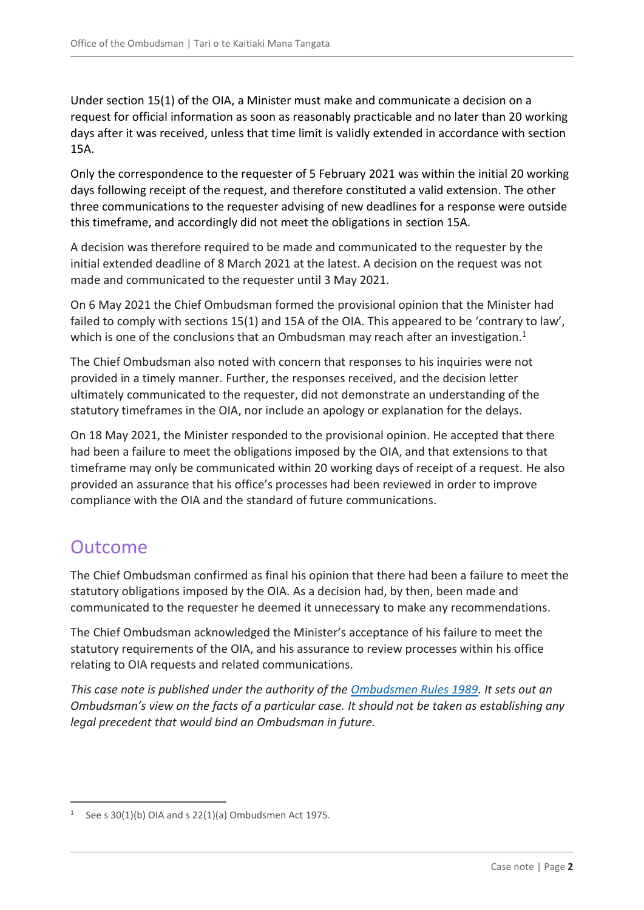Under section 15(1) of the OIA, a Minister must make and communicate a decision on a request for official information as soon as reasonably practicable and no later than 20 working days after it was received, unless that time limit is validly extended in accordance with section 15A.

Only the correspondence to the requester of 5 February 2021 was within the initial 20 working days following receipt of the request, and therefore constituted a valid extension. The other three communications to the requester advising of new deadlines for a response were outside this timeframe, and accordingly did not meet the obligations in section 15A.

A decision was therefore required to be made and communicated to the requester by the initial extended deadline of 8 March 2021 at the latest. A decision on the request was not made and communicated to the requester until 3 May 2021.

On 6 May 2021 the Chief Ombudsman formed the provisional opinion that the Minister had failed to comply with sections 15(1) and 15A of the OIA. This appeared to be 'contrary to law', which is one of the conclusions that an Ombudsman may reach after an investigation.[1]

The Chief Ombudsman also noted with concern that responses to his inquiries were not provided in a timely manner. Further, the responses received, and the decision letter ultimately communicated to the requester, did not demonstrate an understanding of the statutory timeframes in the OIA, nor include an apology or explanation for the delays.

On 18 May 2021, the Minister responded to the provisional opinion. He accepted that there had been a failure to meet the obligations imposed by the OIA, and that extensions to that timeframe may only be communicated within 20 working days of receipt of a request. He also provided an assurance that his office's processes had been reviewed in order to improve compliance with the OIA and the standard of future communications.

## Outcome

The Chief Ombudsman confirmed as final his opinion that there had been a failure to meet the statutory obligations imposed by the OIA. As a decision had, by then, been made and communicated to the requester he deemed it unnecessary to make any recommendations.

The Chief Ombudsman acknowledged the Minister's acceptance of his failure to meet the statutory requirements of the OIA, and his assurance to review processes within his office relating to OIA requests and related communications.

*This case note is published under the authority of the [Ombudsmen Rules 1989](). It sets out an Ombudsman's view on the facts of a particular case. It should not be taken as establishing any legal precedent that would bind an Ombudsman in future.*

---

[1] See s 30(1)(b) OIA and s 22(1)(a) Ombudsmen Act 1975.